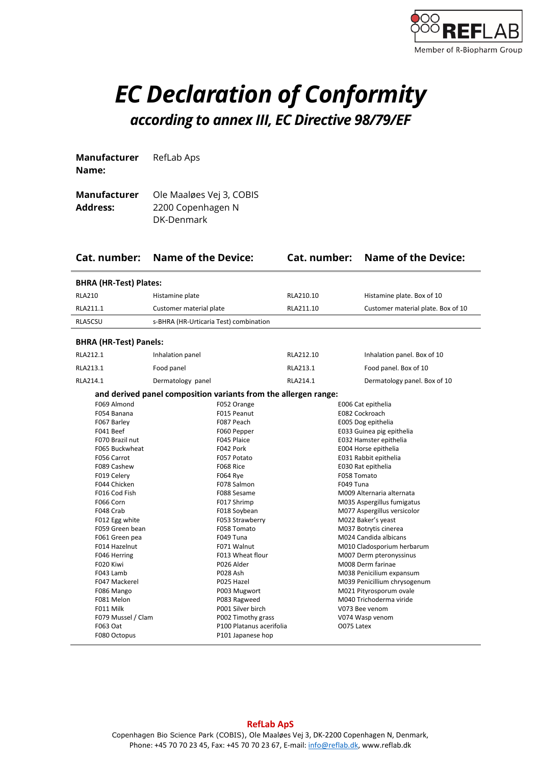# EC Declaration of Conformity

## *according to annex III, EC Directive 98/79/EF*

**Manufacturer Name:** RefLab Aps

**Manufacturer Address:** Ole Maaløes Vej 3, COBIS
2200 Copenhagen N
DK-Denmark

| Cat. number: | Name of the Device: | Cat. number: | Name of the Device: |
|---|---|---|---|
| **BHRA (HR-Test) Plates:** | | | |
| RLA210 | Histamine plate | RLA210.10 | Histamine plate. Box of 10 |
| RLA211.1 | Customer material plate | RLA211.10 | Customer material plate. Box of 10 |
| RLA5CSU | s-BHRA (HR-Urticaria Test) combination | | |
| **BHRA (HR-Test) Panels:** | | | |
| RLA212.1 | Inhalation panel | RLA212.10 | Inhalation panel. Box of 10 |
| RLA213.1 | Food panel | RLA213.1 | Food panel. Box of 10 |
| RLA214.1 | Dermatology panel | RLA214.1 | Dermatology panel. Box of 10 |

**and derived panel composition variants from the allergen range:**

| | | |
|---|---|---|
| F069 Almond | F052 Orange | E006 Cat epithelia |
| F054 Banana | F015 Peanut | E082 Cockroach |
| F067 Barley | F087 Peach | E005 Dog epithelia |
| F041 Beef | F060 Pepper | E033 Guinea pig epithelia |
| F070 Brazil nut | F045 Plaice | E032 Hamster epithelia |
| F065 Buckwheat | F042 Pork | E004 Horse epithelia |
| F056 Carrot | F057 Potato | E031 Rabbit epithelia |
| F089 Cashew | F068 Rice | E030 Rat epithelia |
| F019 Celery | F064 Rye | F058 Tomato |
| F044 Chicken | F078 Salmon | F049 Tuna |
| F016 Cod Fish | F088 Sesame | M009 Alternaria alternata |
| F066 Corn | F017 Shrimp | M035 Aspergillus fumigatus |
| F048 Crab | F018 Soybean | M077 Aspergillus versicolor |
| F012 Egg white | F053 Strawberry | M022 Baker's yeast |
| F059 Green bean | F058 Tomato | M037 Botrytis cinerea |
| F061 Green pea | F049 Tuna | M024 Candida albicans |
| F014 Hazelnut | F071 Walnut | M010 Cladosporium herbarum |
| F046 Herring | F013 Wheat flour | M007 Derm pteronyssinus |
| F020 Kiwi | P026 Alder | M008 Derm farinae |
| F043 Lamb | P028 Ash | M038 Penicilium expansum |
| F047 Mackerel | P025 Hazel | M039 Penicillium chrysogenum |
| F086 Mango | P003 Mugwort | M021 Pityrosporum ovale |
| F081 Melon | P083 Ragweed | M040 Trichoderma viride |
| F011 Milk | P001 Silver birch | V073 Bee venom |
| F079 Mussel / Clam | P002 Timothy grass | V074 Wasp venom |
| F063 Oat | P100 Platanus acerifolia | O075 Latex |
| F080 Octopus | P101 Japanese hop | |

**RefLab ApS**
Copenhagen Bio Science Park (COBIS), Ole Maaløes Vej 3, DK-2200 Copenhagen N, Denmark,
Phone: +45 70 70 23 45, Fax: +45 70 70 23 67, E-mail: info@reflab.dk, www.reflab.dk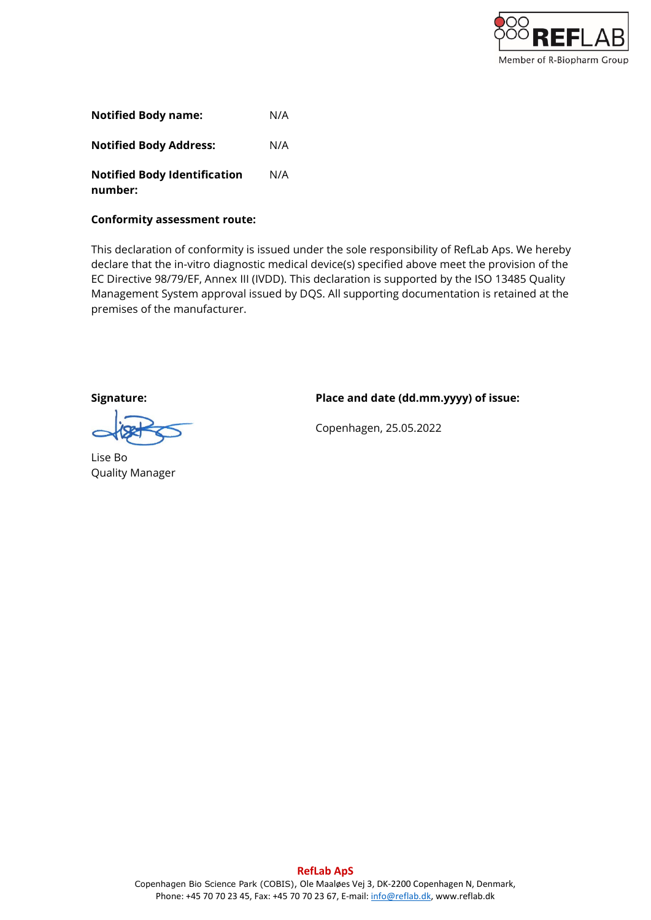| | |
|---|---|
| **Notified Body name:** | N/A |
| **Notified Body Address:** | N/A |
| **Notified Body Identification number:** | N/A |

**Conformity assessment route:**

This declaration of conformity is issued under the sole responsibility of RefLab Aps. We hereby declare that the in-vitro diagnostic medical device(s) specified above meet the provision of the EC Directive 98/79/EF, Annex III (IVDD). This declaration is supported by the ISO 13485 Quality Management System approval issued by DQS. All supporting documentation is retained at the premises of the manufacturer.

**Signature:**

Lise Bo
Quality Manager

**Place and date (dd.mm.yyyy) of issue:**

Copenhagen, 25.05.2022

**RefLab ApS**
Copenhagen Bio Science Park (COBIS), Ole Maaløes Vej 3, DK-2200 Copenhagen N, Denmark,
Phone: +45 70 70 23 45, Fax: +45 70 70 23 67, E-mail: info@reflab.dk, www.reflab.dk